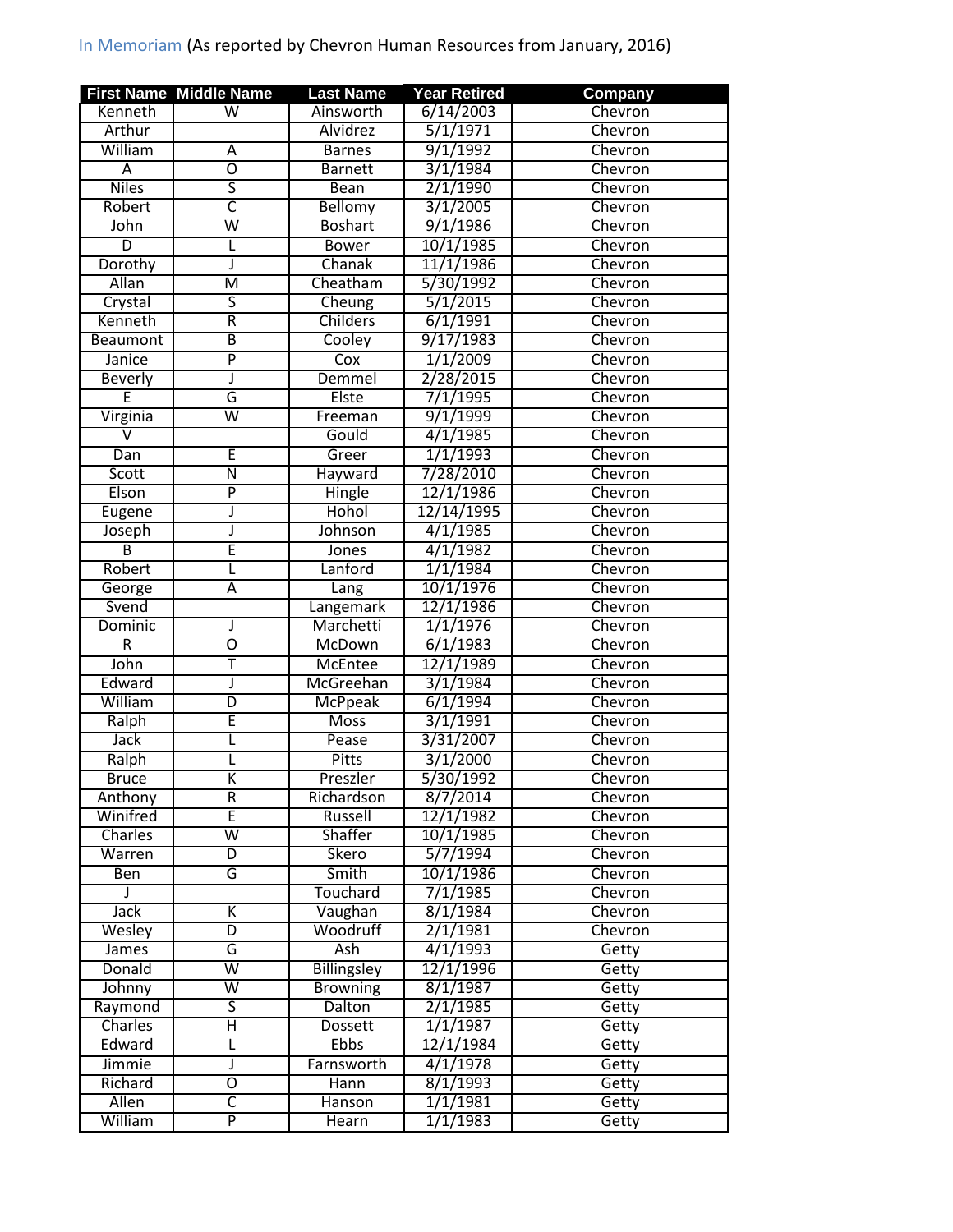In Memoriam (As reported by Chevron Human Resources from January, 2016)

| First Name | Middle Name | Last Name | Year Retired | Company |
|---|---|---|---|---|
| Kenneth | W | Ainsworth | 6/14/2003 | Chevron |
| Arthur | | Alvidrez | 5/1/1971 | Chevron |
| William | A | Barnes | 9/1/1992 | Chevron |
| A | O | Barnett | 3/1/1984 | Chevron |
| Niles | S | Bean | 2/1/1990 | Chevron |
| Robert | C | Bellomy | 3/1/2005 | Chevron |
| John | W | Boshart | 9/1/1986 | Chevron |
| D | L | Bower | 10/1/1985 | Chevron |
| Dorothy | J | Chanak | 11/1/1986 | Chevron |
| Allan | M | Cheatham | 5/30/1992 | Chevron |
| Crystal | S | Cheung | 5/1/2015 | Chevron |
| Kenneth | R | Childers | 6/1/1991 | Chevron |
| Beaumont | B | Cooley | 9/17/1983 | Chevron |
| Janice | P | Cox | 1/1/2009 | Chevron |
| Beverly | J | Demmel | 2/28/2015 | Chevron |
| E | G | Elste | 7/1/1995 | Chevron |
| Virginia | W | Freeman | 9/1/1999 | Chevron |
| V | | Gould | 4/1/1985 | Chevron |
| Dan | E | Greer | 1/1/1993 | Chevron |
| Scott | N | Hayward | 7/28/2010 | Chevron |
| Elson | P | Hingle | 12/1/1986 | Chevron |
| Eugene | J | Hohol | 12/14/1995 | Chevron |
| Joseph | J | Johnson | 4/1/1985 | Chevron |
| B | E | Jones | 4/1/1982 | Chevron |
| Robert | L | Lanford | 1/1/1984 | Chevron |
| George | A | Lang | 10/1/1976 | Chevron |
| Svend | | Langemark | 12/1/1986 | Chevron |
| Dominic | J | Marchetti | 1/1/1976 | Chevron |
| R | O | McDown | 6/1/1983 | Chevron |
| John | T | McEntee | 12/1/1989 | Chevron |
| Edward | J | McGreehan | 3/1/1984 | Chevron |
| William | D | McPpeak | 6/1/1994 | Chevron |
| Ralph | E | Moss | 3/1/1991 | Chevron |
| Jack | L | Pease | 3/31/2007 | Chevron |
| Ralph | L | Pitts | 3/1/2000 | Chevron |
| Bruce | K | Preszler | 5/30/1992 | Chevron |
| Anthony | R | Richardson | 8/7/2014 | Chevron |
| Winifred | E | Russell | 12/1/1982 | Chevron |
| Charles | W | Shaffer | 10/1/1985 | Chevron |
| Warren | D | Skero | 5/7/1994 | Chevron |
| Ben | G | Smith | 10/1/1986 | Chevron |
| J | | Touchard | 7/1/1985 | Chevron |
| Jack | K | Vaughan | 8/1/1984 | Chevron |
| Wesley | D | Woodruff | 2/1/1981 | Chevron |
| James | G | Ash | 4/1/1993 | Getty |
| Donald | W | Billingsley | 12/1/1996 | Getty |
| Johnny | W | Browning | 8/1/1987 | Getty |
| Raymond | S | Dalton | 2/1/1985 | Getty |
| Charles | H | Dossett | 1/1/1987 | Getty |
| Edward | L | Ebbs | 12/1/1984 | Getty |
| Jimmie | J | Farnsworth | 4/1/1978 | Getty |
| Richard | O | Hann | 8/1/1993 | Getty |
| Allen | C | Hanson | 1/1/1981 | Getty |
| William | P | Hearn | 1/1/1983 | Getty |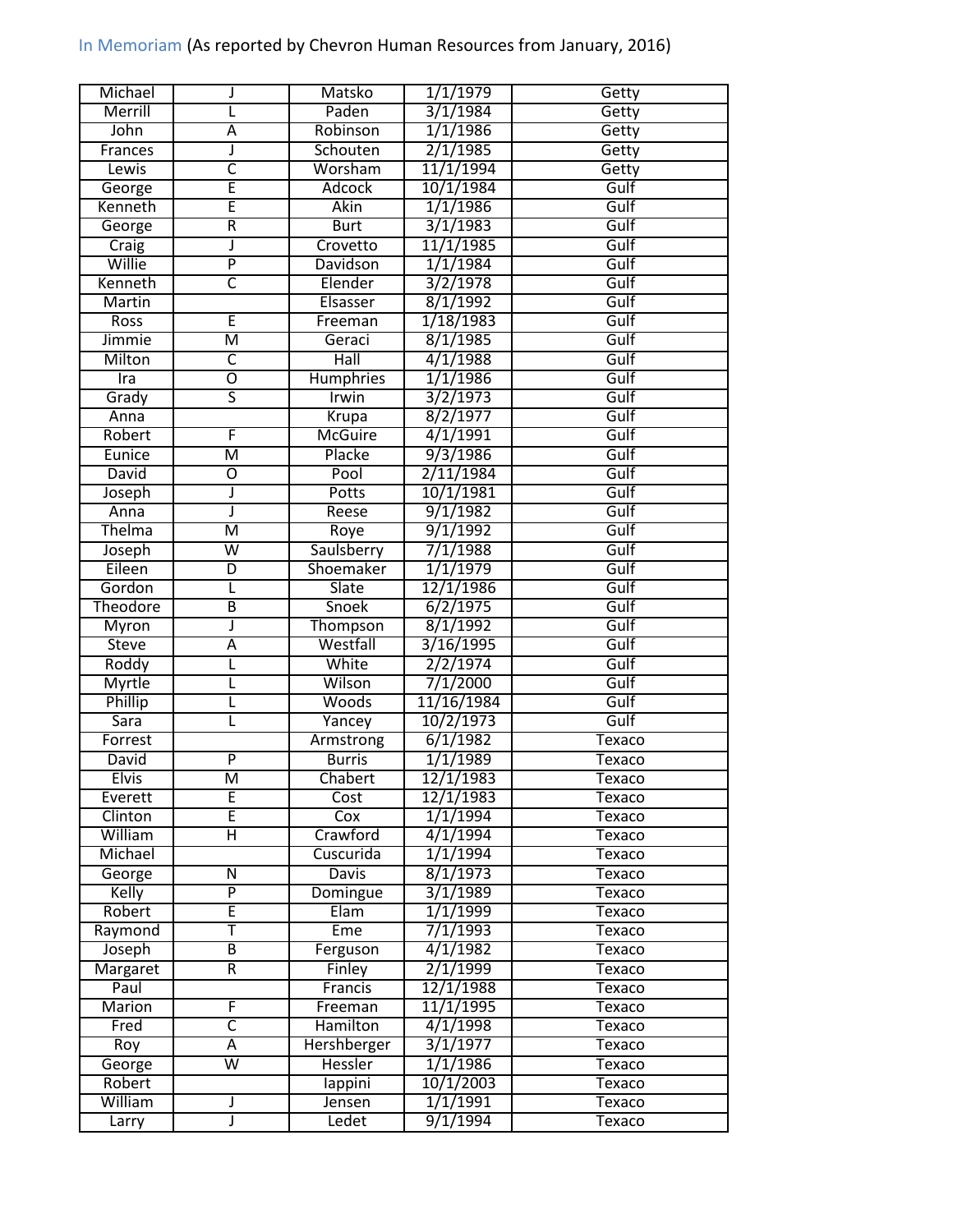In Memoriam (As reported by Chevron Human Resources from January, 2016)

| | | | | |
|---|---|---|---|---|
| Michael | J | Matsko | 1/1/1979 | Getty |
| Merrill | L | Paden | 3/1/1984 | Getty |
| John | A | Robinson | 1/1/1986 | Getty |
| Frances | J | Schouten | 2/1/1985 | Getty |
| Lewis | C | Worsham | 11/1/1994 | Getty |
| George | E | Adcock | 10/1/1984 | Gulf |
| Kenneth | E | Akin | 1/1/1986 | Gulf |
| George | R | Burt | 3/1/1983 | Gulf |
| Craig | J | Crovetto | 11/1/1985 | Gulf |
| Willie | P | Davidson | 1/1/1984 | Gulf |
| Kenneth | C | Elender | 3/2/1978 | Gulf |
| Martin | | Elsasser | 8/1/1992 | Gulf |
| Ross | E | Freeman | 1/18/1983 | Gulf |
| Jimmie | M | Geraci | 8/1/1985 | Gulf |
| Milton | C | Hall | 4/1/1988 | Gulf |
| Ira | O | Humphries | 1/1/1986 | Gulf |
| Grady | S | Irwin | 3/2/1973 | Gulf |
| Anna | | Krupa | 8/2/1977 | Gulf |
| Robert | F | McGuire | 4/1/1991 | Gulf |
| Eunice | M | Placke | 9/3/1986 | Gulf |
| David | O | Pool | 2/11/1984 | Gulf |
| Joseph | J | Potts | 10/1/1981 | Gulf |
| Anna | J | Reese | 9/1/1982 | Gulf |
| Thelma | M | Roye | 9/1/1992 | Gulf |
| Joseph | W | Saulsberry | 7/1/1988 | Gulf |
| Eileen | D | Shoemaker | 1/1/1979 | Gulf |
| Gordon | L | Slate | 12/1/1986 | Gulf |
| Theodore | B | Snoek | 6/2/1975 | Gulf |
| Myron | J | Thompson | 8/1/1992 | Gulf |
| Steve | A | Westfall | 3/16/1995 | Gulf |
| Roddy | L | White | 2/2/1974 | Gulf |
| Myrtle | L | Wilson | 7/1/2000 | Gulf |
| Phillip | L | Woods | 11/16/1984 | Gulf |
| Sara | L | Yancey | 10/2/1973 | Gulf |
| Forrest | | Armstrong | 6/1/1982 | Texaco |
| David | P | Burris | 1/1/1989 | Texaco |
| Elvis | M | Chabert | 12/1/1983 | Texaco |
| Everett | E | Cost | 12/1/1983 | Texaco |
| Clinton | E | Cox | 1/1/1994 | Texaco |
| William | H | Crawford | 4/1/1994 | Texaco |
| Michael | | Cuscurida | 1/1/1994 | Texaco |
| George | N | Davis | 8/1/1973 | Texaco |
| Kelly | P | Domingue | 3/1/1989 | Texaco |
| Robert | E | Elam | 1/1/1999 | Texaco |
| Raymond | T | Eme | 7/1/1993 | Texaco |
| Joseph | B | Ferguson | 4/1/1982 | Texaco |
| Margaret | R | Finley | 2/1/1999 | Texaco |
| Paul | | Francis | 12/1/1988 | Texaco |
| Marion | F | Freeman | 11/1/1995 | Texaco |
| Fred | C | Hamilton | 4/1/1998 | Texaco |
| Roy | A | Hershberger | 3/1/1977 | Texaco |
| George | W | Hessler | 1/1/1986 | Texaco |
| Robert | | Iappini | 10/1/2003 | Texaco |
| William | J | Jensen | 1/1/1991 | Texaco |
| Larry | J | Ledet | 9/1/1994 | Texaco |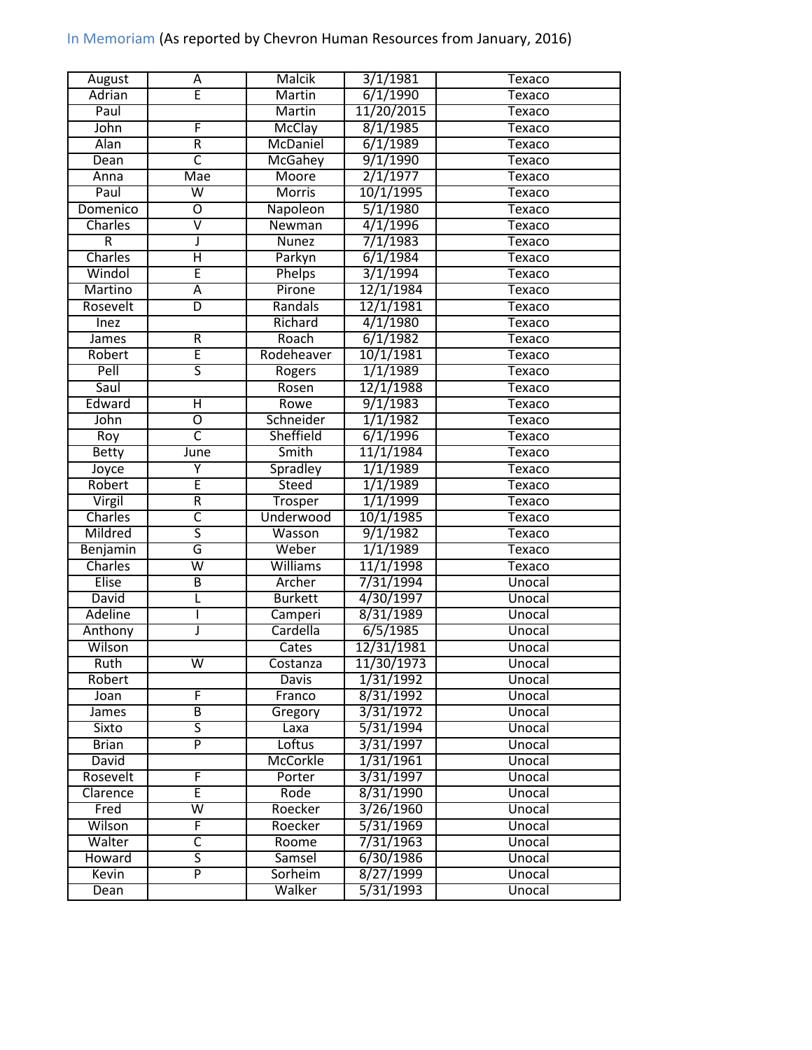In Memoriam (As reported by Chevron Human Resources from January, 2016)

| | | | | |
|---|---|---|---|---|
| August | A | Malcik | 3/1/1981 | Texaco |
| Adrian | E | Martin | 6/1/1990 | Texaco |
| Paul | | Martin | 11/20/2015 | Texaco |
| John | F | McClay | 8/1/1985 | Texaco |
| Alan | R | McDaniel | 6/1/1989 | Texaco |
| Dean | C | McGahey | 9/1/1990 | Texaco |
| Anna | Mae | Moore | 2/1/1977 | Texaco |
| Paul | W | Morris | 10/1/1995 | Texaco |
| Domenico | O | Napoleon | 5/1/1980 | Texaco |
| Charles | V | Newman | 4/1/1996 | Texaco |
| R | J | Nunez | 7/1/1983 | Texaco |
| Charles | H | Parkyn | 6/1/1984 | Texaco |
| Windol | E | Phelps | 3/1/1994 | Texaco |
| Martino | A | Pirone | 12/1/1984 | Texaco |
| Rosevelt | D | Randals | 12/1/1981 | Texaco |
| Inez | | Richard | 4/1/1980 | Texaco |
| James | R | Roach | 6/1/1982 | Texaco |
| Robert | E | Rodeheaver | 10/1/1981 | Texaco |
| Pell | S | Rogers | 1/1/1989 | Texaco |
| Saul | | Rosen | 12/1/1988 | Texaco |
| Edward | H | Rowe | 9/1/1983 | Texaco |
| John | O | Schneider | 1/1/1982 | Texaco |
| Roy | C | Sheffield | 6/1/1996 | Texaco |
| Betty | June | Smith | 11/1/1984 | Texaco |
| Joyce | Y | Spradley | 1/1/1989 | Texaco |
| Robert | E | Steed | 1/1/1989 | Texaco |
| Virgil | R | Trosper | 1/1/1999 | Texaco |
| Charles | C | Underwood | 10/1/1985 | Texaco |
| Mildred | S | Wasson | 9/1/1982 | Texaco |
| Benjamin | G | Weber | 1/1/1989 | Texaco |
| Charles | W | Williams | 11/1/1998 | Texaco |
| Elise | B | Archer | 7/31/1994 | Unocal |
| David | L | Burkett | 4/30/1997 | Unocal |
| Adeline | I | Camperi | 8/31/1989 | Unocal |
| Anthony | J | Cardella | 6/5/1985 | Unocal |
| Wilson | | Cates | 12/31/1981 | Unocal |
| Ruth | W | Costanza | 11/30/1973 | Unocal |
| Robert | | Davis | 1/31/1992 | Unocal |
| Joan | F | Franco | 8/31/1992 | Unocal |
| James | B | Gregory | 3/31/1972 | Unocal |
| Sixto | S | Laxa | 5/31/1994 | Unocal |
| Brian | P | Loftus | 3/31/1997 | Unocal |
| David | | McCorkle | 1/31/1961 | Unocal |
| Rosevelt | F | Porter | 3/31/1997 | Unocal |
| Clarence | E | Rode | 8/31/1990 | Unocal |
| Fred | W | Roecker | 3/26/1960 | Unocal |
| Wilson | F | Roecker | 5/31/1969 | Unocal |
| Walter | C | Roome | 7/31/1963 | Unocal |
| Howard | S | Samsel | 6/30/1986 | Unocal |
| Kevin | P | Sorheim | 8/27/1999 | Unocal |
| Dean | | Walker | 5/31/1993 | Unocal |